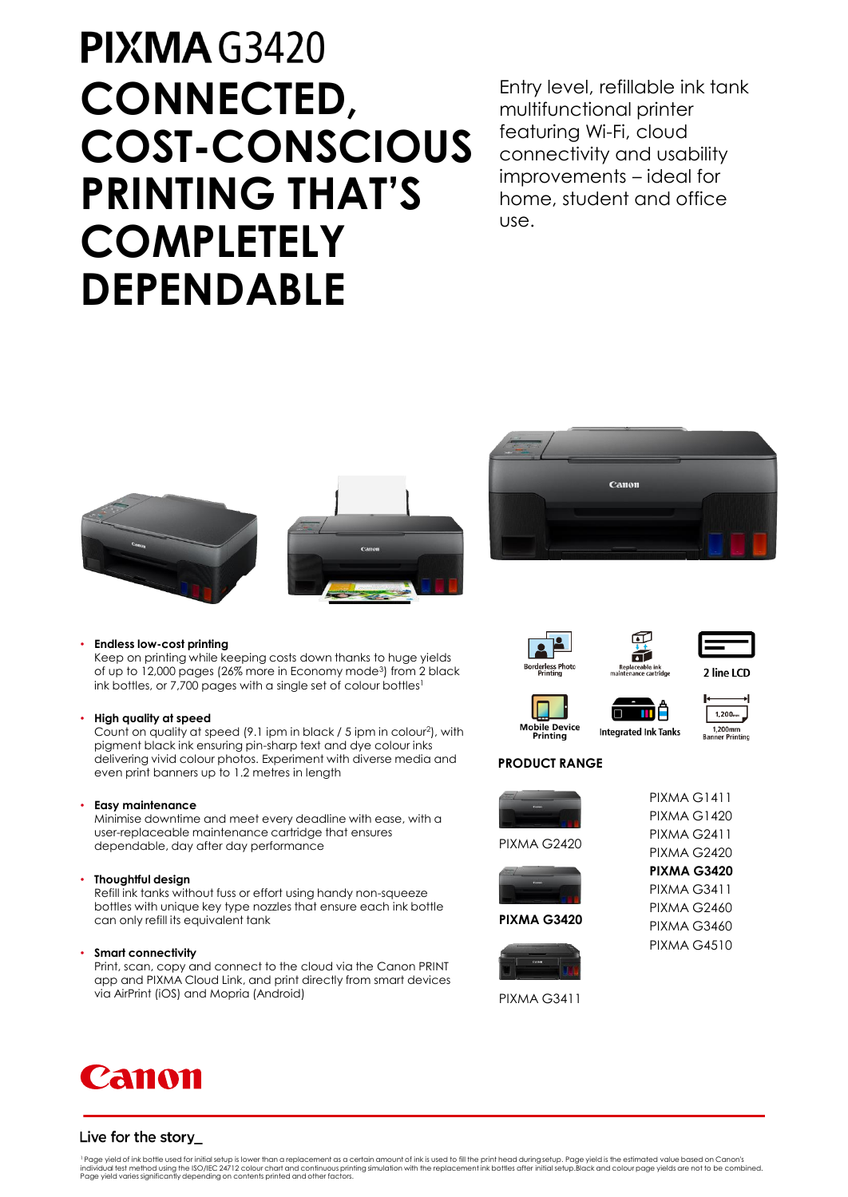# PIXMA G3420

# CONNECTED, COST-CONSCIOUS PRINTING THAT'S COMPLETELY DEPENDABLE

Entry level, refillable ink tank multifunctional printer featuring Wi-Fi, cloud connectivity and usability improvements – ideal for home, student and office use.

- **Endless low-cost printing**
  Keep on printing while keeping costs down thanks to huge yields of up to 12,000 pages (26% more in Economy mode[3]) from 2 black ink bottles, or 7,700 pages with a single set of colour bottles[1]

- **High quality at speed**
  Count on quality at speed (9.1 ipm in black / 5 ipm in colour[2]), with pigment black ink ensuring pin-sharp text and dye colour inks delivering vivid colour photos. Experiment with diverse media and even print banners up to 1.2 metres in length

- **Easy maintenance**
  Minimise downtime and meet every deadline with ease, with a user-replaceable maintenance cartridge that ensures dependable, day after day performance

- **Thoughtful design**
  Refill ink tanks without fuss or effort using handy non-squeeze bottles with unique key type nozzles that ensure each ink bottle can only refill its equivalent tank

- **Smart connectivity**
  Print, scan, copy and connect to the cloud via the Canon PRINT app and PIXMA Cloud Link, and print directly from smart devices via AirPrint (iOS) and Mopria (Android)

Borderless Photo Printing | Replaceable ink maintenance cartridge | 2 line LCD | Mobile Device Printing | Integrated Ink Tanks | 1,200mm Banner Printing

## PRODUCT RANGE

PIXMA G2420

**PIXMA G3420**

PIXMA G3411

- PIXMA G1411
- PIXMA G1420
- PIXMA G2411
- PIXMA G2420
- **PIXMA G3420**
- PIXMA G3411
- PIXMA G2460
- PIXMA G3460
- PIXMA G4510

Canon

Live for the story_

[1] Page yield of ink bottle used for initial setup is lower than a replacement as a certain amount of ink is used to fill the print head during setup. Page yield is the estimated value based on Canon's individual test method using the ISO/IEC 24712 colour chart and continuous printing simulation with the replacement ink bottles after initial setup.Black and colour page yields are not to be combined. Page yield varies significantly depending on contents printed and other factors.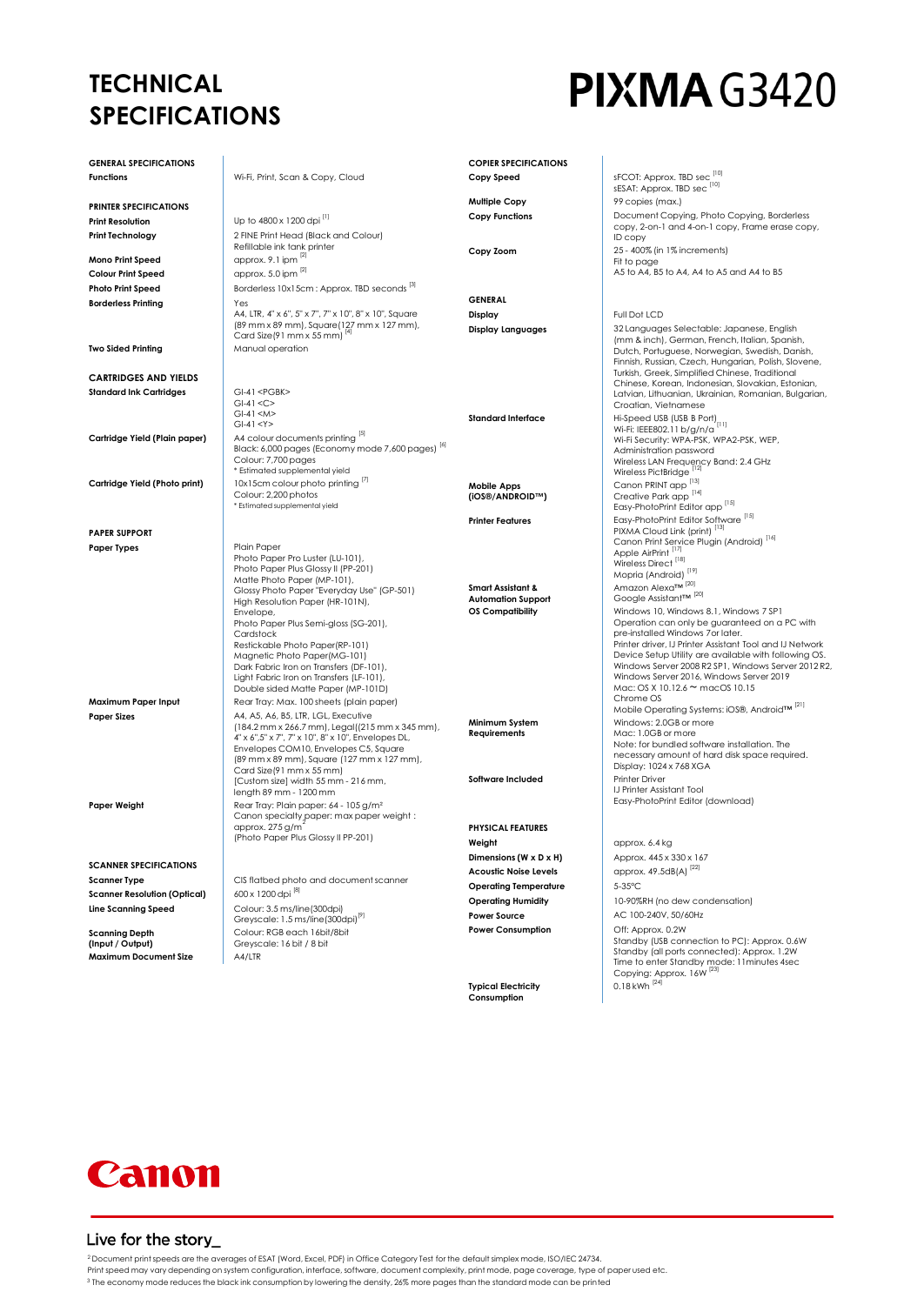# TECHNICAL SPECIFICATIONS

# PIXMA G3420

## GENERAL SPECIFICATIONS

| | |
|---|---|
| **Functions** | Wi-Fi, Print, Scan & Copy, Cloud |

## PRINTER SPECIFICATIONS

| | |
|---|---|
| **Print Resolution** | Up to 4800 x 1200 dpi [1] |
| **Print Technology** | 2 FINE Print Head (Black and Colour)<br>Refillable ink tank printer |
| **Mono Print Speed** | approx. 9.1 ipm [2] |
| **Colour Print Speed** | approx. 5.0 ipm [2] |
| **Photo Print Speed** | Borderless 10x15cm : Approx. TBD seconds [3] |
| **Borderless Printing** | Yes<br>A4, LTR, 4" x 6", 5" x 7", 7" x 10", 8" x 10", Square (89 mm x 89 mm), Square(127 mm x 127 mm), Card Size(91 mm x 55 mm) [4] |
| **Two Sided Printing** | Manual operation |

## CARTRIDGES AND YIELDS

| | |
|---|---|
| **Standard Ink Cartridges** | GI-41 <PGBK><br>GI-41 <C><br>GI-41 <M><br>GI-41 <Y> |
| **Cartridge Yield (Plain paper)** | A4 colour documents printing [5]<br>Black: 6,000 pages (Economy mode 7,600 pages) [6]<br>Colour: 7,700 pages<br>* Estimated supplemental yield |
| **Cartridge Yield (Photo print)** | 10x15cm colour photo printing [7]<br>Colour: 2,200 photos<br>* Estimated supplemental yield |

## PAPER SUPPORT

| | |
|---|---|
| **Paper Types** | Plain Paper<br>Photo Paper Pro Luster (LU-101),<br>Photo Paper Plus Glossy II (PP-201)<br>Matte Photo Paper (MP-101),<br>Glossy Photo Paper "Everyday Use" (GP-501)<br>High Resolution Paper (HR-101N),<br>Envelope,<br>Photo Paper Plus Semi-gloss (SG-201),<br>Cardstock<br>Restickable Photo Paper(RP-101)<br>Magnetic Photo Paper(MG-101)<br>Dark Fabric Iron on Transfers (DF-101),<br>Light Fabric Iron on Transfers (LF-101),<br>Double sided Matte Paper (MP-101D) |
| **Maximum Paper Input** | Rear Tray: Max. 100 sheets (plain paper) |
| **Paper Sizes** | A4, A5, A6, B5, LTR, LGL, Executive (184.2 mm x 266.7 mm), Legal((215 mm x 345 mm), 4" x 6",5" x 7", 8" x 10", Envelopes DL, Envelopes COM10, Envelopes C5, Square (89 mm x 89 mm), Square (127 mm x 127 mm), Card Size(91 mm x 55 mm)<br>[Custom size] width 55 mm - 216 mm, length 89 mm - 1200 mm |
| **Paper Weight** | Rear Tray: Plain paper: 64 - 105 g/m²<br>Canon specialty paper: max paper weight : approx. 275 g/m²<br>(Photo Paper Plus Glossy II PP-201) |

## SCANNER SPECIFICATIONS

| | |
|---|---|
| **Scanner Type** | CIS flatbed photo and document scanner |
| **Scanner Resolution (Optical)** | 600 x 1200 dpi [8] |
| **Line Scanning Speed** | Colour: 3.5 ms/line(300dpi)<br>Greyscale: 1.5 ms/line(300dpi) [9] |
| **Scanning Depth (Input / Output)** | Colour: RGB each 16bit/8bit<br>Greyscale: 16 bit / 8 bit |
| **Maximum Document Size** | A4/LTR |

## COPIER SPECIFICATIONS

| | |
|---|---|
| **Copy Speed** | sFCOT: Approx. TBD sec [10]<br>sESAT: Approx. TBD sec [10] |
| **Multiple Copy** | 99 copies (max.) |
| **Copy Functions** | Document Copying, Photo Copying, Borderless copy, 2-on-1 and 4-on-1 copy, Frame erase copy, ID copy |
| **Copy Zoom** | 25 - 400% (in 1% increments)<br>Fit to page<br>A5 to A4, B5 to A4, A4 to A5 and A4 to B5 |

## GENERAL

| | |
|---|---|
| **Display** | Full Dot LCD |
| **Display Languages** | 32 Languages Selectable: Japanese, English (mm & inch), German, French, Italian, Spanish, Dutch, Portuguese, Norwegian, Swedish, Danish, Finnish, Russian, Czech, Hungarian, Polish, Slovene, Turkish, Greek, Simplified Chinese, Traditional Chinese, Korean, Indonesian, Slovakian, Estonian, Latvian, Lithuanian, Ukrainian, Romanian, Bulgarian, Croatian, Vietnamese |
| **Standard Interface** | Hi-Speed USB (USB B Port)<br>Wi-Fi: IEEE802.11 b/g/n/a [11]<br>Wi-Fi Security: WPA-PSK, WPA2-PSK, WEP, Administration password<br>Wireless LAN Frequency Band: 2.4 GHz<br>Wireless PictBridge [12] |
| **Mobile Apps (iOS®/ANDROID™)** | Canon PRINT app [13]<br>Creative Park app [14]<br>Easy-PhotoPrint Editor app [15] |
| **Printer Features** | Easy-PhotoPrint Editor Software [15]<br>PIXMA Cloud Link (print) [13]<br>Canon Print Service Plugin (Android) [16]<br>Apple AirPrint [17]<br>Wireless Direct [18]<br>Mopria (Android) [19] |
| **Smart Assistant & Automation Support** | Amazon Alexa™ [20]<br>Google Assistant™ [20] |
| **OS Compatibility** | Windows 10, Windows 8.1, Windows 7 SP1<br>Operation can only be guaranteed on a PC with pre-installed Windows 7or later.<br>Printer driver, IJ Printer Assistant Tool and IJ Network Device Setup Utility are available with following OS. Windows Server 2008 R2 SP1, Windows Server 2012 R2, Windows Server 2016, Windows Server 2019<br>Mac: OS X 10.12.6 ~ macOS 10.15<br>Chrome OS<br>Mobile Operating Systems: iOS®, Android™ [21] |
| **Minimum System Requirements** | Windows: 2.0GB or more<br>Mac: 1.0GB or more<br>Note: for bundled software installation. The necessary amount of hard disk space required.<br>Display: 1024 x 768 XGA |
| **Software Included** | Printer Driver<br>IJ Printer Assistant Tool<br>Easy-PhotoPrint Editor (download) |

## PHYSICAL FEATURES

| | |
|---|---|
| **Weight** | approx. 6.4 kg |
| **Dimensions (W x D x H)** | Approx. 445 x 330 x 167 |
| **Acoustic Noise Levels** | approx. 49.5dB(A) [22] |
| **Operating Temperature** | 5-35°C |
| **Operating Humidity** | 10-90%RH (no dew condensation) |
| **Power Source** | AC 100-240V, 50/60Hz |
| **Power Consumption** | Off: Approx. 0.2W<br>Standby (USB connection to PC): Approx. 0.6W<br>Standby (all ports connected): Approx. 1.2W<br>Time to enter Standby mode: 11minutes 4sec<br>Copying: Approx. 16W [23] |
| **Typical Electricity Consumption** | 0.18 kWh [24] |

Canon

Live for the story_

[2] Document print speeds are the averages of ESAT (Word, Excel, PDF) in Office Category Test for the default simplex mode, ISO/IEC 24734.
Print speed may vary depending on system configuration, interface, software, document complexity, print mode, page coverage, type of paper used etc.
[3] The economy mode reduces the black ink consumption by lowering the density, 26% more pages than the standard mode can be printed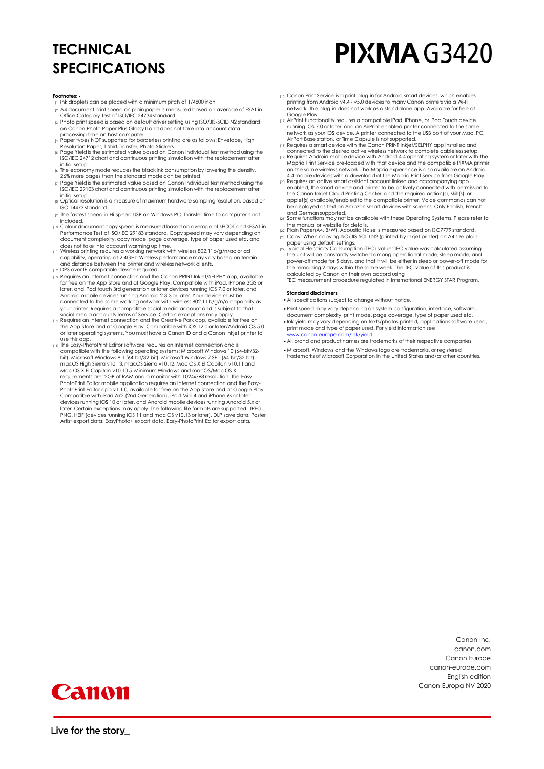# TECHNICAL SPECIFICATIONS

# PIXMA G3420

**Footnotes: -**

[1] Ink droplets can be placed with a minimum pitch of 1/4800 inch

[2] A4 document print speed on plain paper is measured based on average of ESAT in Office Category Test of ISO/IEC 24734 standard.

[3] Photo print speed is based on default driver setting using ISO/JIS-SCID N2 standard on Canon Photo Paper Plus Glossy II and does not take into account data processing time on host computer.

[4] Paper types NOT supported for borderless printing are as follows: Envelope, High Resolution Paper, T-Shirt Transfer, Photo Stickers

[5] Page Yield is the estimated value based on Canon individual test method using the ISO/IEC 24712 chart and continuous printing simulation with the replacement after initial setup.

[6] The economy mode reduces the black ink consumption by lowering the density, 26% more pages than the standard mode can be printed

[7] Page Yield is the estimated value based on Canon individual test method using the ISO/IEC 29103 chart and continuous printing simulation with the replacement after initial setup.

[8] Optical resolution is a measure of maximum hardware sampling resolution, based on ISO 14473 standard.

[9] The fastest speed in Hi-Speed USB on Windows PC. Transfer time to computer is not included.

[10] Colour document copy speed is measured based on average of sFCOT and sESAT in Performance Test of ISO/IEC 29183 standard. Copy speed may vary depending on document complexity, copy mode, page coverage, type of paper used etc. and does not take into account warming up time.

[11] Wireless printing requires a working network with wireless 802.11b/g/n/ac or ad capability, operating at 2.4GHz. Wireless performance may vary based on terrain and distance between the printer and wireless network clients.

[12] DPS over IP compatible device required.

[13] Requires an Internet connection and the Canon PRINT Inkjet/SELPHY app, available for free on the App Store and at Google Play. Compatible with iPad, iPhone 3GS or later, and iPod touch 3rd generation or later devices running iOS 7.0 or later, and Android mobile devices running Android 2.3.3 or later. Your device must be connected to the same working network with wireless 802.11 b/g/n/ac capability as your printer. Requires a compatible social media account and is subject to that social media accounts Terms of Service. Certain exceptions may apply.

[14] Requires an Internet connection and the Creative Park app, available for free on the App Store and at Google Play. Compatible with iOS 12.0 or later/Android OS 5.0 or later operating systems. You must have a Canon ID and a Canon inkjet printer to use this app.

[15] The Easy-PhotoPrint Editor software requires an Internet connection and is compatible with the following operating systems: Microsoft Windows 10 (64-bit/32-bit), Microsoft Windows 8.1 (64-bit/32-bit), Microsoft Windows 7 SP1 (64-bit/32-bit), macOS High Sierra v10.13, macOS Sierra v10.12, Mac OS X El Capitan v10.11 and Mac OS X El Capitan v10.10.5. Minimum Windows and macOS/Mac OS X requirements are: 2GB of RAM and a monitor with 1024x768 resolution. The Easy-PhotoPrint Editor mobile application requires an Internet connection and the Easy-PhotoPrint Editor app v1.1.0, available for free on the App Store and at Google Play. Compatible with iPad Air2 (2nd Generation), iPad Mini 4 and iPhone 6s or later devices running iOS 10 or later, and Android mobile devices running Android 5.x or later. Certain exceptions may apply. The following file formats are supported: JPEG, PNG, HEIF (devices running iOS 11 and mac OS v10.13 or later), DLP save data, Poster Artist export data, EasyPhoto+ export data, Easy-PhotoPrint Editor export data.

[16] Canon Print Service is a print plug-in for Android smart devices, which enables printing from Android v4.4 - v5.0 devices to many Canon printers via a Wi-Fi network. The plug-in does not work as a standalone app. Available for free at Google Play.

[17] AirPrint functionality requires a compatible iPad, iPhone, or iPod Touch device running iOS 7.0 or later, and an AirPrint-enabled printer connected to the same network as your iOS device. A printer connected to the USB port of your Mac, PC, AirPort Base station, or Time Capsule is not supported.

[18] Requires a smart device with the Canon PRINT Inkjet/SELPHY app installed and connected to the desired active wireless network to complete cableless setup.

[19] Requires Android mobile device with Android 4.4 operating system or later with the Mopria Print Service pre-loaded with that device and the compatible PIXMA printer on the same wireless network. The Mopria experience is also available on Android 4.4 mobile devices with a download of the Mopria Print Service from Google Play.

[20] Requires an active smart assistant account linked and accompanying app enabled, the smart device and printer to be actively connected with permission to the Canon Inkjet Cloud Printing Center, and the required action(s), skill(s), or applet(s) available/enabled to the compatible printer. Voice commands can not be displayed as text on Amazon smart devices with screens. Only English, French and German supported.

[21] Some functions may not be available with these Operating Systems. Please refer to the manual or website for details.

[22] Plain Paper(A4, B/W). Acoustic Noise is measured based on ISO7779 standard.

[23] Copy: When copying ISO/JIS-SCID N2 (printed by inkjet printer) on A4 size plain paper using default settings.

[24] Typical Electricity Consumption (TEC) value: TEC value was calculated assuming the unit will be constantly switched among operational mode, sleep mode, and power-off mode for 5 days, and that it will be either in sleep or power-off mode for the remaining 2 days within the same week. The TEC value of this product is calculated by Canon on their own accord using TEC measurement procedure regulated in International ENERGY STAR Program.

**Standard disclaimers**

- All specifications subject to change without notice.
- Print speed may vary depending on system configuration, interface, software, document complexity, print mode, page coverage, type of paper used etc.
- Ink yield may vary depending on texts/photos printed, applications software used, print mode and type of paper used. For yield information see www.canon-europe.com/ink/yield
- All brand and product names are trademarks of their respective companies.
- Microsoft, Windows and the Windows logo are trademarks, or registered trademarks of Microsoft Corporation in the United States and/or other countries.

Canon Inc.
canon.com
Canon Europe
canon-europe.com
English edition
Canon Europa NV 2020

Canon

Live for the story_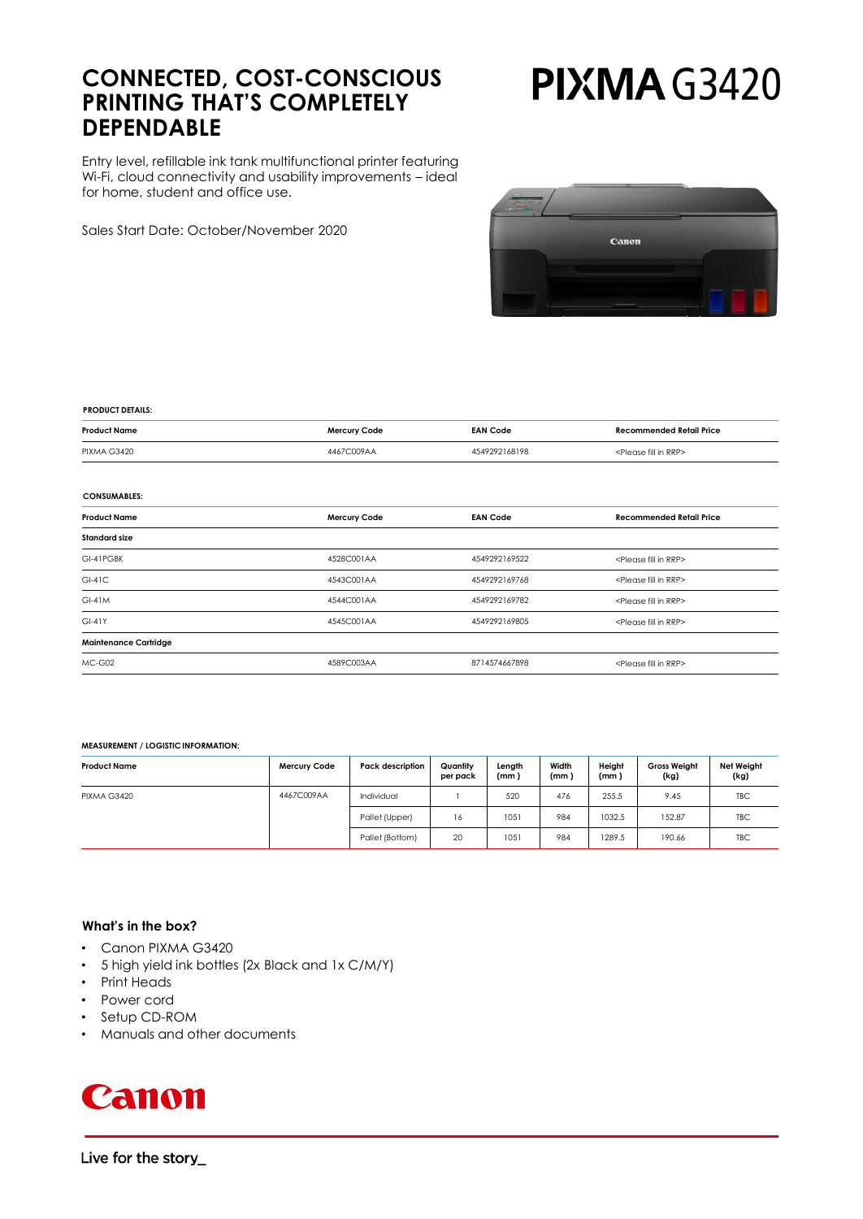# CONNECTED, COST-CONSCIOUS PRINTING THAT'S COMPLETELY DEPENDABLE

# PIXMA G3420

Entry level, refillable ink tank multifunctional printer featuring Wi-Fi, cloud connectivity and usability improvements – ideal for home, student and office use.

Sales Start Date: October/November 2020

**PRODUCT DETAILS:**

| Product Name | Mercury Code | EAN Code | Recommended Retail Price |
|---|---|---|---|
| PIXMA G3420 | 4467C009AA | 4549292168198 | <Please fill in RRP> |

**CONSUMABLES:**

| Product Name | Mercury Code | EAN Code | Recommended Retail Price |
|---|---|---|---|
| **Standard size** | | | |
| GI-41PGBK | 4528C001AA | 4549292169522 | <Please fill in RRP> |
| GI-41C | 4543C001AA | 4549292169768 | <Please fill in RRP> |
| GI-41M | 4544C001AA | 4549292169782 | <Please fill in RRP> |
| GI-41Y | 4545C001AA | 4549292169805 | <Please fill in RRP> |
| **Maintenance Cartridge** | | | |
| MC-G02 | 4589C003AA | 8714574667898 | <Please fill in RRP> |

**MEASUREMENT / LOGISTIC INFORMATION:**

| Product Name | Mercury Code | Pack description | Quantity per pack | Length (mm ) | Width (mm ) | Height (mm ) | Gross Weight (kg) | Net Weight (kg) |
|---|---|---|---|---|---|---|---|---|
| PIXMA G3420 | 4467C009AA | Individual | 1 | 520 | 476 | 255.5 | 9.45 | TBC |
| | | Pallet (Upper) | 16 | 1051 | 984 | 1032.5 | 152.87 | TBC |
| | | Pallet (Bottom) | 20 | 1051 | 984 | 1289.5 | 190.66 | TBC |

### What's in the box?

- Canon PIXMA G3420
- 5 high yield ink bottles (2x Black and 1x C/M/Y)
- Print Heads
- Power cord
- Setup CD-ROM
- Manuals and other documents

Canon

Live for the story_